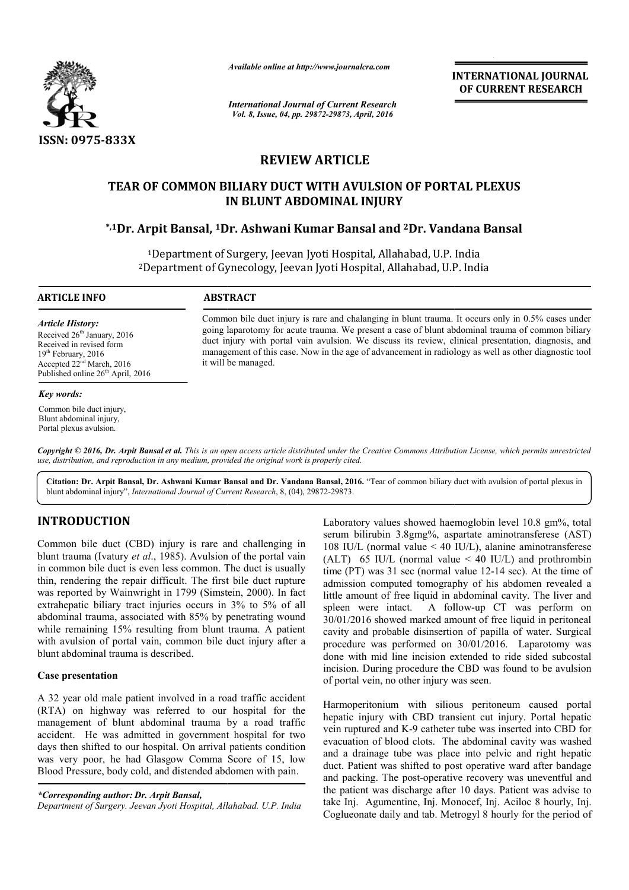# REVIEW ARTICLE

## TEAR OF COMMON BILIARY DUCT WITH AVULSION OF PORTAL PLEXUS IN BLUNT ABDOMINAL INJURY

**\*,1Dr. Arpit Bansal, 1Dr. Ashwani Kumar Bansal and 2Dr. Vandana Bansal**

1Department of Surgery, Jeevan Jyoti Hospital, Allahabad, U.P. India
2Department of Gynecology, Jeevan Jyoti Hospital, Allahabad, U.P. India

**ARTICLE INFO**

*Article History:*
Received 26th January, 2016
Received in revised form
19th February, 2016
Accepted 22nd March, 2016
Published online 26th April, 2016

*Key words:*
Common bile duct injury,
Blunt abdominal injury,
Portal plexus avulsion.

**ABSTRACT**

Common bile duct injury is rare and chalanging in blunt trauma. It occurs only in 0.5% cases under going laparotomy for acute trauma. We present a case of blunt abdominal trauma of common biliary duct injury with portal vain avulsion. We discuss its review, clinical presentation, diagnosis, and management of this case. Now in the age of advancement in radiology as well as other diagnostic tool it will be managed.

*Copyright © 2016, Dr. Arpit Bansal et al. This is an open access article distributed under the Creative Commons Attribution License, which permits unrestricted use, distribution, and reproduction in any medium, provided the original work is properly cited.*

**Citation: Dr. Arpit Bansal, Dr. Ashwani Kumar Bansal and Dr. Vandana Bansal, 2016.** "Tear of common biliary duct with avulsion of portal plexus in blunt abdominal injury", *International Journal of Current Research*, 8, (04), 29872-29873.

## INTRODUCTION

Common bile duct (CBD) injury is rare and challenging in blunt trauma (Ivatury *et al*., 1985). Avulsion of the portal vain in common bile duct is even less common. The duct is usually thin, rendering the repair difficult. The first bile duct rupture was reported by Wainwright in 1799 (Simstein, 2000). In fact extrahepatic biliary tract injuries occurs in 3% to 5% of all abdominal trauma, associated with 85% by penetrating wound while remaining 15% resulting from blunt trauma. A patient with avulsion of portal vain, common bile duct injury after a blunt abdominal trauma is described.

### Case presentation

A 32 year old male patient involved in a road traffic accident (RTA) on highway was referred to our hospital for the management of blunt abdominal trauma by a road traffic accident. He was admitted in government hospital for two days then shifted to our hospital. On arrival patients condition was very poor, he had Glasgow Comma Score of 15, low Blood Pressure, body cold, and distended abdomen with pain.

Laboratory values showed haemoglobin level 10.8 gm%, total serum bilirubin 3.8gmg%, aspartate aminotransferese (AST) 108 IU/L (normal value < 40 IU/L), alanine aminotransferese (ALT) 65 IU/L (normal value < 40 IU/L) and prothrombin time (PT) was 31 sec (normal value 12-14 sec). At the time of admission computed tomography of his abdomen revealed a little amount of free liquid in abdominal cavity. The liver and spleen were intact. A follow-up CT was perform on 30/01/2016 showed marked amount of free liquid in peritoneal cavity and probable disinsertion of papilla of water. Surgical procedure was performed on 30/01/2016. Laparotomy was done with mid line incision extended to ride sided subcostal incision. During procedure the CBD was found to be avulsion of portal vein, no other injury was seen.

Harmoperitonium with silious peritoneum caused portal hepatic injury with CBD transient cut injury. Portal hepatic vein ruptured and K-9 catheter tube was inserted into CBD for evacuation of blood clots. The abdominal cavity was washed and a drainage tube was place into pelvic and right hepatic duct. Patient was shifted to post operative ward after bandage and packing. The post-operative recovery was uneventful and the patient was discharge after 10 days. Patient was advise to take Inj. Agumentine, Inj. Monocef, Inj. Aciloc 8 hourly, Inj. Coglueonate daily and tab. Metrogyl 8 hourly for the period of

*\*Corresponding author: Dr. Arpit Bansal,*
*Department of Surgery. Jeevan Jyoti Hospital, Allahabad. U.P. India*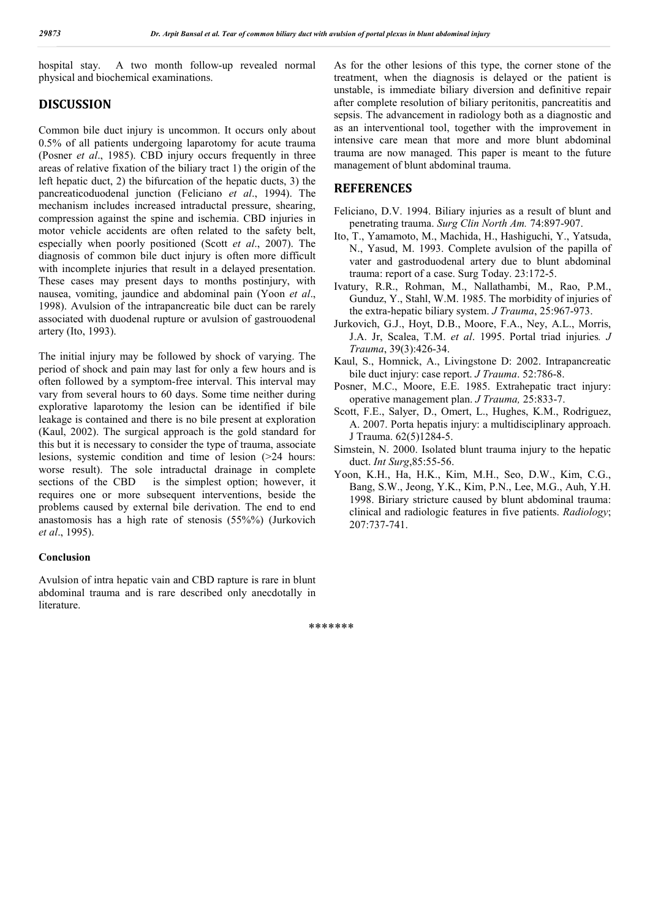hospital stay. A two month follow-up revealed normal physical and biochemical examinations.

## DISCUSSION

Common bile duct injury is uncommon. It occurs only about 0.5% of all patients undergoing laparotomy for acute trauma (Posner *et al*., 1985). CBD injury occurs frequently in three areas of relative fixation of the biliary tract 1) the origin of the left hepatic duct, 2) the bifurcation of the hepatic ducts, 3) the pancreaticoduodenal junction (Feliciano *et al*., 1994). The mechanism includes increased intraductal pressure, shearing, compression against the spine and ischemia. CBD injuries in motor vehicle accidents are often related to the safety belt, especially when poorly positioned (Scott *et al*., 2007). The diagnosis of common bile duct injury is often more difficult with incomplete injuries that result in a delayed presentation. These cases may present days to months postinjury, with nausea, vomiting, jaundice and abdominal pain (Yoon *et al*., 1998). Avulsion of the intrapancreatic bile duct can be rarely associated with duodenal rupture or avulsion of gastrouodenal artery (Ito, 1993).

The initial injury may be followed by shock of varying. The period of shock and pain may last for only a few hours and is often followed by a symptom-free interval. This interval may vary from several hours to 60 days. Some time neither during explorative laparotomy the lesion can be identified if bile leakage is contained and there is no bile present at exploration (Kaul, 2002). The surgical approach is the gold standard for this but it is necessary to consider the type of trauma, associate lesions, systemic condition and time of lesion (>24 hours: worse result). The sole intraductal drainage in complete sections of the CBD is the simplest option; however, it requires one or more subsequent interventions, beside the problems caused by external bile derivation. The end to end anastomosis has a high rate of stenosis (55%%) (Jurkovich *et al*., 1995).

### Conclusion

Avulsion of intra hepatic vain and CBD rapture is rare in blunt abdominal trauma and is rare described only anecdotally in literature.

As for the other lesions of this type, the corner stone of the treatment, when the diagnosis is delayed or the patient is unstable, is immediate biliary diversion and definitive repair after complete resolution of biliary peritonitis, pancreatitis and sepsis. The advancement in radiology both as a diagnostic and as an interventional tool, together with the improvement in intensive care mean that more and more blunt abdominal trauma are now managed. This paper is meant to the future management of blunt abdominal trauma.

## REFERENCES

Feliciano, D.V. 1994. Biliary injuries as a result of blunt and penetrating trauma. *Surg Clin North Am.* 74:897-907.

Ito, T., Yamamoto, M., Machida, H., Hashiguchi, Y., Yatsuda, N., Yasud, M. 1993. Complete avulsion of the papilla of vater and gastroduodenal artery due to blunt abdominal trauma: report of a case. Surg Today. 23:172-5.

Ivatury, R.R., Rohman, M., Nallathambi, M., Rao, P.M., Gunduz, Y., Stahl, W.M. 1985. The morbidity of injuries of the extra-hepatic biliary system. *J Trauma*, 25:967-973.

Jurkovich, G.J., Hoyt, D.B., Moore, F.A., Ney, A.L., Morris, J.A. Jr, Scalea, T.M. *et al*. 1995. Portal triad injuries*. J Trauma*, 39(3):426-34.

Kaul, S., Homnick, A., Livingstone D: 2002. Intrapancreatic bile duct injury: case report. *J Trauma*. 52:786-8.

Posner, M.C., Moore, E.E. 1985. Extrahepatic tract injury: operative management plan. *J Trauma,* 25:833-7.

Scott, F.E., Salyer, D., Omert, L., Hughes, K.M., Rodriguez, A. 2007. Porta hepatis injury: a multidisciplinary approach. J Trauma. 62(5)1284-5.

Simstein, N. 2000. Isolated blunt trauma injury to the hepatic duct. *Int Surg*,85:55-56.

Yoon, K.H., Ha, H.K., Kim, M.H., Seo, D.W., Kim, C.G., Bang, S.W., Jeong, Y.K., Kim, P.N., Lee, M.G., Auh, Y.H. 1998. Biriary stricture caused by blunt abdominal trauma: clinical and radiologic features in five patients. *Radiology*; 207:737-741.

*******